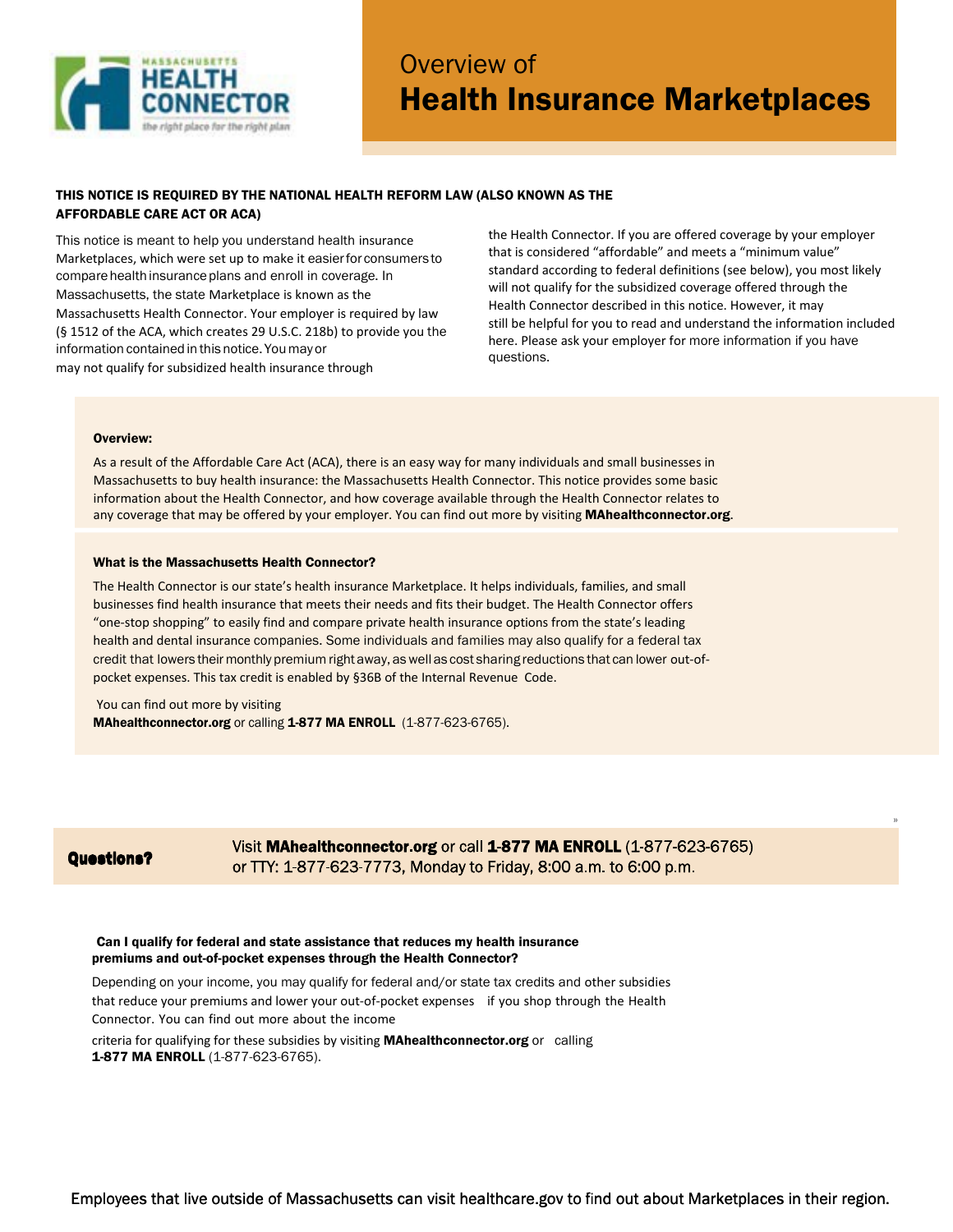MASSACHUSETTS HEALTH CONNECTOR
*the right place for the right plan*

# Overview of Health Insurance Marketplaces

**THIS NOTICE IS REQUIRED BY THE NATIONAL HEALTH REFORM LAW (ALSO KNOWN AS THE AFFORDABLE CARE ACT OR ACA)**

This notice is meant to help you understand health insurance Marketplaces, which were set up to make it easier for consumers to compare health insurance plans and enroll in coverage. In Massachusetts, the state Marketplace is known as the Massachusetts Health Connector. Your employer is required by law (§ 1512 of the ACA, which creates 29 U.S.C. 218b) to provide you the information contained in this notice. You may or may not qualify for subsidized health insurance through the Health Connector. If you are offered coverage by your employer that is considered "affordable" and meets a "minimum value" standard according to federal definitions (see below), you most likely will not qualify for the subsidized coverage offered through the Health Connector described in this notice. However, it may still be helpful for you to read and understand the information included here. Please ask your employer for more information if you have questions.

**Overview:**

As a result of the Affordable Care Act (ACA), there is an easy way for many individuals and small businesses in Massachusetts to buy health insurance: the Massachusetts Health Connector. This notice provides some basic information about the Health Connector, and how coverage available through the Health Connector relates to any coverage that may be offered by your employer. You can find out more by visiting **MAhealthconnector.org**.

**What is the Massachusetts Health Connector?**

The Health Connector is our state's health insurance Marketplace. It helps individuals, families, and small businesses find health insurance that meets their needs and fits their budget. The Health Connector offers "one-stop shopping" to easily find and compare private health insurance options from the state's leading health and dental insurance companies. Some individuals and families may also qualify for a federal tax credit that lowers their monthly premium right away, as well as cost sharing reductions that can lower out-of-pocket expenses. This tax credit is enabled by §36B of the Internal Revenue Code.

You can find out more by visiting **MAhealthconnector.org** or calling **1-877 MA ENROLL** (1-877-623-6765).

**Questions?** Visit **MAhealthconnector.org** or call **1-877 MA ENROLL** (1-877-623-6765) or TTY: 1-877-623-7773, Monday to Friday, 8:00 a.m. to 6:00 p.m.

**Can I qualify for federal and state assistance that reduces my health insurance premiums and out-of-pocket expenses through the Health Connector?**

Depending on your income, you may qualify for federal and/or state tax credits and other subsidies that reduce your premiums and lower your out-of-pocket expenses if you shop through the Health Connector. You can find out more about the income criteria for qualifying for these subsidies by visiting **MAhealthconnector.org** or calling **1-877 MA ENROLL** (1-877-623-6765).

Employees that live outside of Massachusetts can visit healthcare.gov to find out about Marketplaces in their region.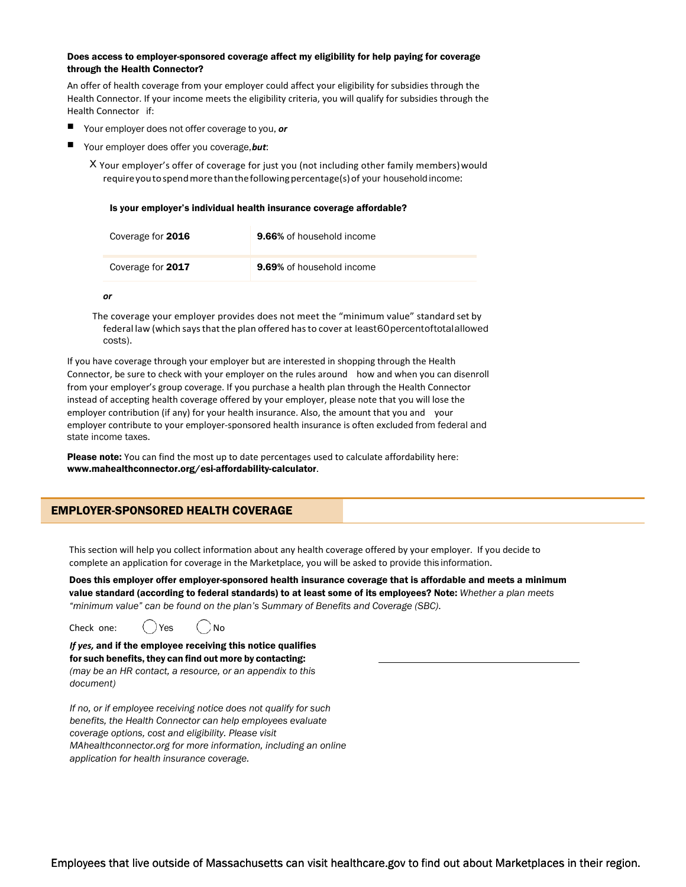**Does access to employer-sponsored coverage affect my eligibility for help paying for coverage through the Health Connector?**

An offer of health coverage from your employer could affect your eligibility for subsidies through the Health Connector. If your income meets the eligibility criteria, you will qualify for subsidies through the Health Connector if:

- Your employer does not offer coverage to you, ***or***
- Your employer does offer you coverage, ***but***:
  - X Your employer's offer of coverage for just you (not including other family members) would require you to spend more than the following percentage(s) of your household income:

**Is your employer's individual health insurance coverage affordable?**

| | |
|---|---|
| Coverage for **2016** | **9.66%** of household income |
| Coverage for **2017** | **9.69%** of household income |

***or***

The coverage your employer provides does not meet the "minimum value" standard set by federal law (which says that the plan offered has to cover at least 60 percent of total allowed costs).

If you have coverage through your employer but are interested in shopping through the Health Connector, be sure to check with your employer on the rules around how and when you can disenroll from your employer's group coverage. If you purchase a health plan through the Health Connector instead of accepting health coverage offered by your employer, please note that you will lose the employer contribution (if any) for your health insurance. Also, the amount that you and your employer contribute to your employer-sponsored health insurance is often excluded from federal and state income taxes.

**Please note:** You can find the most up to date percentages used to calculate affordability here: **www.mahealthconnector.org/esi-affordability-calculator**.

## EMPLOYER-SPONSORED HEALTH COVERAGE

This section will help you collect information about any health coverage offered by your employer. If you decide to complete an application for coverage in the Marketplace, you will be asked to provide this information.

**Does this employer offer employer-sponsored health insurance coverage that is affordable and meets a minimum value standard (according to federal standards) to at least some of its employees? Note:** *Whether a plan meets "minimum value" can be found on the plan's Summary of Benefits and Coverage (SBC).*

Check one: ◯ Yes ◯ No

***If yes,*** **and if the employee receiving this notice qualifies for such benefits, they can find out more by contacting:** *(may be an HR contact, a resource, or an appendix to this document)* \_\_\_\_\_\_\_\_\_\_\_\_\_\_\_\_\_\_\_\_\_\_\_\_\_\_\_\_\_\_

*If no, or if employee receiving notice does not qualify for such benefits, the Health Connector can help employees evaluate coverage options, cost and eligibility. Please visit MAhealthconnector.org for more information, including an online application for health insurance coverage.*

Employees that live outside of Massachusetts can visit healthcare.gov to find out about Marketplaces in their region.